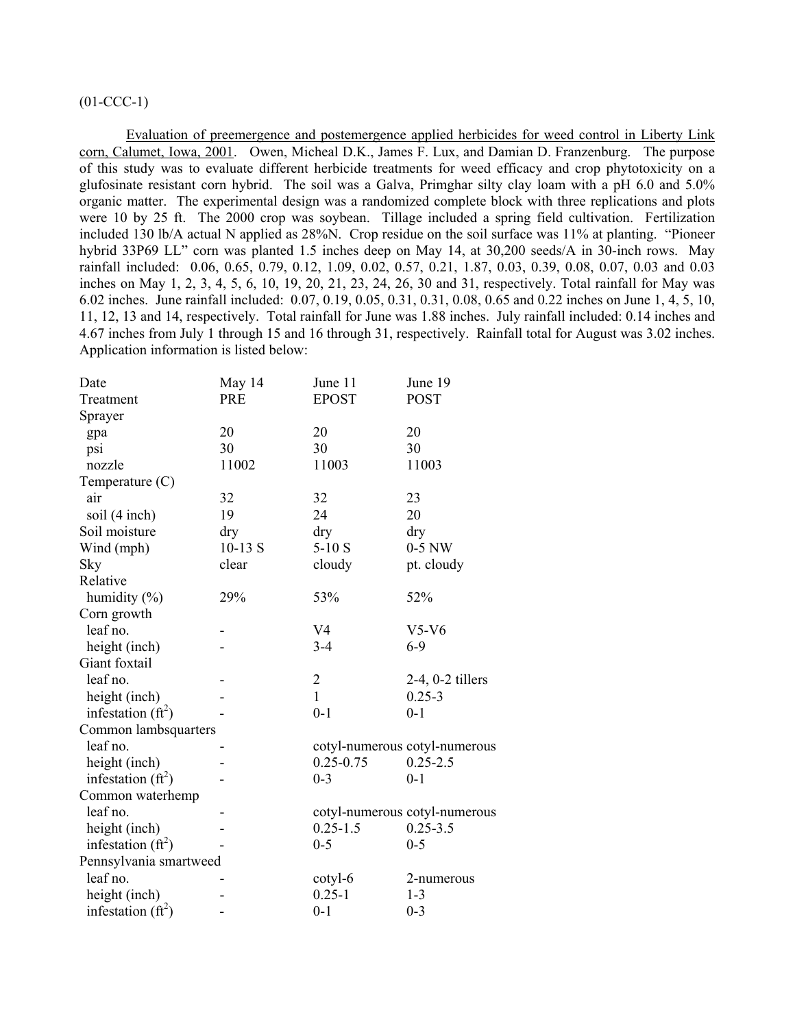(01-CCC-1)

Evaluation of preemergence and postemergence applied herbicides for weed control in Liberty Link corn, Calumet, Iowa, 2001. Owen, Micheal D.K., James F. Lux, and Damian D. Franzenburg. The purpose of this study was to evaluate different herbicide treatments for weed efficacy and crop phytotoxicity on a glufosinate resistant corn hybrid. The soil was a Galva, Primghar silty clay loam with a pH 6.0 and 5.0% organic matter. The experimental design was a randomized complete block with three replications and plots were 10 by 25 ft. The 2000 crop was soybean. Tillage included a spring field cultivation. Fertilization included 130 lb/A actual N applied as 28%N. Crop residue on the soil surface was 11% at planting. "Pioneer hybrid 33P69 LL" corn was planted 1.5 inches deep on May 14, at 30,200 seeds/A in 30-inch rows. May rainfall included: 0.06, 0.65, 0.79, 0.12, 1.09, 0.02, 0.57, 0.21, 1.87, 0.03, 0.39, 0.08, 0.07, 0.03 and 0.03 inches on May 1, 2, 3, 4, 5, 6, 10, 19, 20, 21, 23, 24, 26, 30 and 31, respectively. Total rainfall for May was 6.02 inches. June rainfall included: 0.07, 0.19, 0.05, 0.31, 0.31, 0.08, 0.65 and 0.22 inches on June 1, 4, 5, 10, 11, 12, 13 and 14, respectively. Total rainfall for June was 1.88 inches. July rainfall included: 0.14 inches and 4.67 inches from July 1 through 15 and 16 through 31, respectively. Rainfall total for August was 3.02 inches. Application information is listed below:

| Date | May 14 | June 11 | June 19 |
|---|---|---|---|
| Treatment | PRE | EPOST | POST |
| Sprayer | | | |
| gpa | 20 | 20 | 20 |
| psi | 30 | 30 | 30 |
| nozzle | 11002 | 11003 | 11003 |
| Temperature (C) | | | |
| air | 32 | 32 | 23 |
| soil (4 inch) | 19 | 24 | 20 |
| Soil moisture | dry | dry | dry |
| Wind (mph) | 10-13 S | 5-10 S | 0-5 NW |
| Sky | clear | cloudy | pt. cloudy |
| Relative humidity (%) | 29% | 53% | 52% |
| Corn growth | | | |
| leaf no. | - | V4 | V5-V6 |
| height (inch) | - | 3-4 | 6-9 |
| Giant foxtail | | | |
| leaf no. | - | 2 | 2-4, 0-2 tillers |
| height (inch) | - | 1 | 0.25-3 |
| infestation ($ft^2$) | - | 0-1 | 0-1 |
| Common lambsquarters | | | |
| leaf no. | - | cotyl-numerous | cotyl-numerous |
| height (inch) | - | 0.25-0.75 | 0.25-2.5 |
| infestation ($ft^2$) | - | 0-3 | 0-1 |
| Common waterhemp | | | |
| leaf no. | - | cotyl-numerous | cotyl-numerous |
| height (inch) | - | 0.25-1.5 | 0.25-3.5 |
| infestation ($ft^2$) | - | 0-5 | 0-5 |
| Pennsylvania smartweed | | | |
| leaf no. | - | cotyl-6 | 2-numerous |
| height (inch) | - | 0.25-1 | 1-3 |
| infestation ($ft^2$) | - | 0-1 | 0-3 |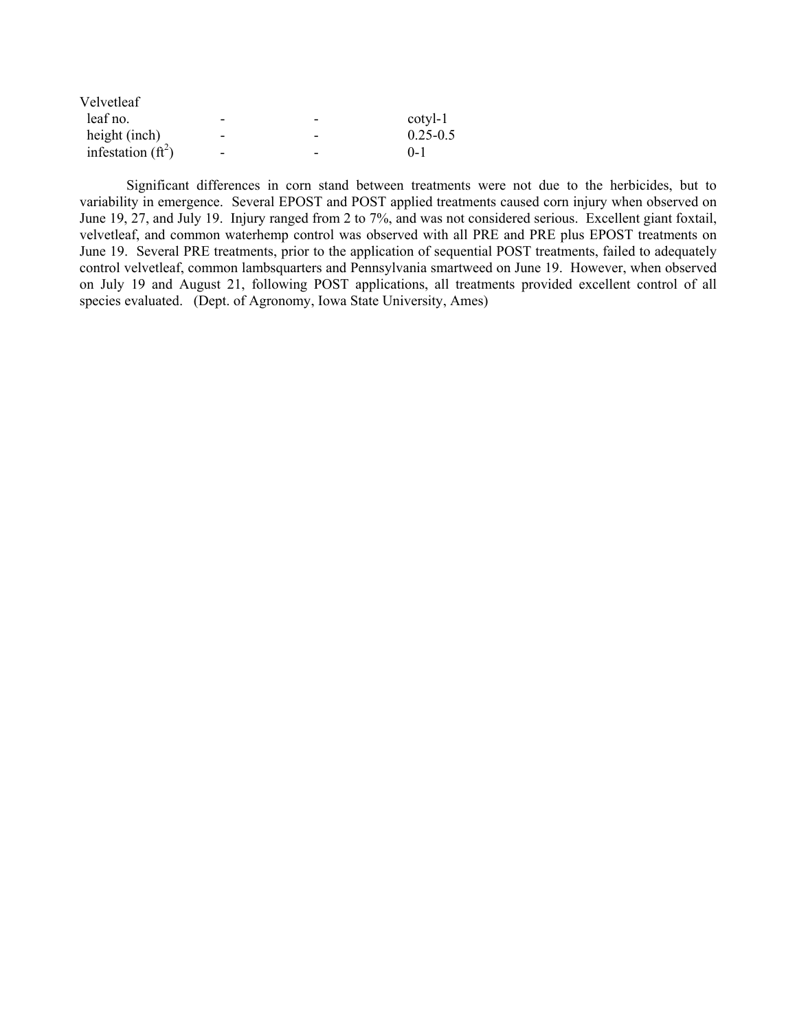| | | | |
|---|---|---|---|
| Velvetleaf | | | |
| leaf no. | - | - | cotyl-1 |
| height (inch) | - | - | 0.25-0.5 |
| infestation ($ft^2$) | - | - | 0-1 |

Significant differences in corn stand between treatments were not due to the herbicides, but to variability in emergence. Several EPOST and POST applied treatments caused corn injury when observed on June 19, 27, and July 19. Injury ranged from 2 to 7%, and was not considered serious. Excellent giant foxtail, velvetleaf, and common waterhemp control was observed with all PRE and PRE plus EPOST treatments on June 19. Several PRE treatments, prior to the application of sequential POST treatments, failed to adequately control velvetleaf, common lambsquarters and Pennsylvania smartweed on June 19. However, when observed on July 19 and August 21, following POST applications, all treatments provided excellent control of all species evaluated. (Dept. of Agronomy, Iowa State University, Ames)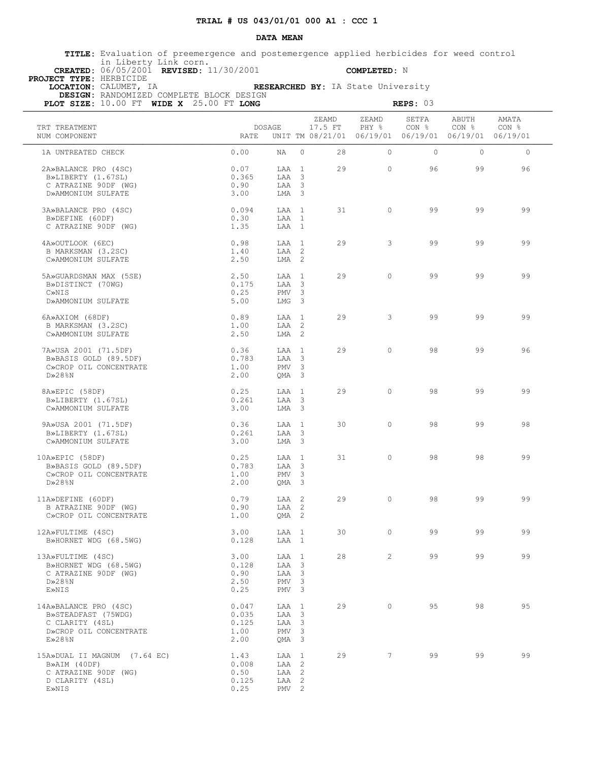**TRIAL # US 043/01/01 000 A1 : CCC 1**

**DATA MEAN**

**TITLE:** Evaluation of preemergence and postemergence applied herbicides for weed control in Liberty Link corn.
**CREATED:** 06/05/2001 **REVISED:** 11/30/2001 **COMPLETED:** N
**PROJECT TYPE:** HERBICIDE
**LOCATION:** CALUMET, IA **RESEARCHED BY:** IA State University
**DESIGN:** RANDOMIZED COMPLETE BLOCK DESIGN
**PLOT SIZE:** 10.00 FT **WIDE X** 25.00 FT **LONG** **REPS:** 03

| TRT NUM | TREATMENT COMPONENT | DOSAGE RATE | UNIT | TM | ZEAMD 17.5 FT 08/21/01 | ZEAMD PHY % 06/19/01 | SETFA CON % 06/19/01 | ABUTH CON % 06/19/01 | AMATA CON % 06/19/01 |
|---|---|---|---|---|---|---|---|---|---|
| 1A | UNTREATED CHECK | 0.00 | NA | 0 | 28 | 0 | 0 | 0 | 0 |
| 2A» | BALANCE PRO (4SC) | 0.07 | LAA | 1 | 29 | 0 | 96 | 99 | 96 |
| B» | LIBERTY (1.67SL) | 0.365 | LAA | 3 | | | | | |
| C | ATRAZINE 90DF (WG) | 0.90 | LAA | 3 | | | | | |
| D» | AMMONIUM SULFATE | 3.00 | LMA | 3 | | | | | |
| 3A» | BALANCE PRO (4SC) | 0.094 | LAA | 1 | 31 | 0 | 99 | 99 | 99 |
| B» | DEFINE (60DF) | 0.30 | LAA | 1 | | | | | |
| C | ATRAZINE 90DF (WG) | 1.35 | LAA | 1 | | | | | |
| 4A» | OUTLOOK (6EC) | 0.98 | LAA | 1 | 29 | 3 | 99 | 99 | 99 |
| B | MARKSMAN (3.2SC) | 1.40 | LAA | 2 | | | | | |
| C» | AMMONIUM SULFATE | 2.50 | LMA | 2 | | | | | |
| 5A» | GUARDSMAN MAX (5SE) | 2.50 | LAA | 1 | 29 | 0 | 99 | 99 | 99 |
| B» | DISTINCT (70WG) | 0.175 | LAA | 3 | | | | | |
| C» | NIS | 0.25 | PMV | 3 | | | | | |
| D» | AMMONIUM SULFATE | 5.00 | LMG | 3 | | | | | |
| 6A» | AXIOM (68DF) | 0.89 | LAA | 1 | 29 | 3 | 99 | 99 | 99 |
| B | MARKSMAN (3.2SC) | 1.00 | LAA | 2 | | | | | |
| C» | AMMONIUM SULFATE | 2.50 | LMA | 2 | | | | | |
| 7A» | USA 2001 (71.5DF) | 0.36 | LAA | 1 | 29 | 0 | 98 | 99 | 96 |
| B» | BASIS GOLD (89.5DF) | 0.783 | LAA | 3 | | | | | |
| C» | CROP OIL CONCENTRATE | 1.00 | PMV | 3 | | | | | |
| D» | 28%N | 2.00 | QMA | 3 | | | | | |
| 8A» | EPIC (58DF) | 0.25 | LAA | 1 | 29 | 0 | 98 | 99 | 99 |
| B» | LIBERTY (1.67SL) | 0.261 | LAA | 3 | | | | | |
| C» | AMMONIUM SULFATE | 3.00 | LMA | 3 | | | | | |
| 9A» | USA 2001 (71.5DF) | 0.36 | LAA | 1 | 30 | 0 | 98 | 99 | 98 |
| B» | LIBERTY (1.67SL) | 0.261 | LAA | 3 | | | | | |
| C» | AMMONIUM SULFATE | 3.00 | LMA | 3 | | | | | |
| 10A» | EPIC (58DF) | 0.25 | LAA | 1 | 31 | 0 | 98 | 98 | 99 |
| B» | BASIS GOLD (89.5DF) | 0.783 | LAA | 3 | | | | | |
| C» | CROP OIL CONCENTRATE | 1.00 | PMV | 3 | | | | | |
| D» | 28%N | 2.00 | QMA | 3 | | | | | |
| 11A» | DEFINE (60DF) | 0.79 | LAA | 2 | 29 | 0 | 98 | 99 | 99 |
| B | ATRAZINE 90DF (WG) | 0.90 | LAA | 2 | | | | | |
| C» | CROP OIL CONCENTRATE | 1.00 | QMA | 2 | | | | | |
| 12A» | FULTIME (4SC) | 3.00 | LAA | 1 | 30 | 0 | 99 | 99 | 99 |
| B» | HORNET WDG (68.5WG) | 0.128 | LAA | 1 | | | | | |
| 13A» | FULTIME (4SC) | 3.00 | LAA | 1 | 28 | 2 | 99 | 99 | 99 |
| B» | HORNET WDG (68.5WG) | 0.128 | LAA | 3 | | | | | |
| C | ATRAZINE 90DF (WG) | 0.90 | LAA | 3 | | | | | |
| D» | 28%N | 2.50 | PMV | 3 | | | | | |
| E» | NIS | 0.25 | PMV | 3 | | | | | |
| 14A» | BALANCE PRO (4SC) | 0.047 | LAA | 1 | 29 | 0 | 95 | 98 | 95 |
| B» | STEADFAST (75WDG) | 0.035 | LAA | 3 | | | | | |
| C | CLARITY (4SL) | 0.125 | LAA | 3 | | | | | |
| D» | CROP OIL CONCENTRATE | 1.00 | PMV | 3 | | | | | |
| E» | 28%N | 2.00 | QMA | 3 | | | | | |
| 15A» | DUAL II MAGNUM (7.64 EC) | 1.43 | LAA | 1 | 29 | 7 | 99 | 99 | 99 |
| B» | AIM (40DF) | 0.008 | LAA | 2 | | | | | |
| C | ATRAZINE 90DF (WG) | 0.50 | LAA | 2 | | | | | |
| D | CLARITY (4SL) | 0.125 | LAA | 2 | | | | | |
| E» | NIS | 0.25 | PMV | 2 | | | | | |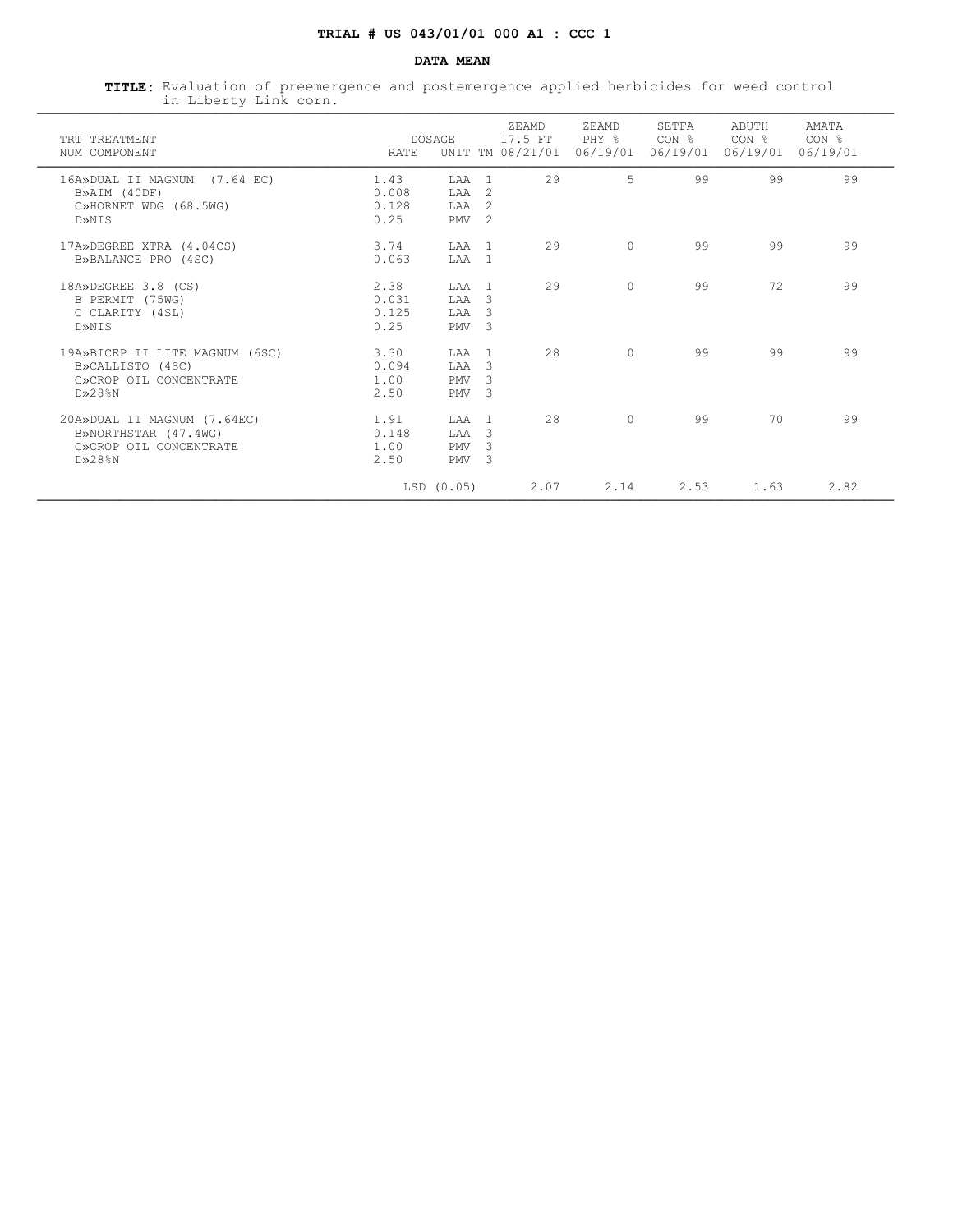**TRIAL # US 043/01/01 000 A1 : CCC 1**

**DATA MEAN**

**TITLE:** Evaluation of preemergence and postemergence applied herbicides for weed control in Liberty Link corn.

| TRT NUM | TREATMENT COMPONENT | DOSAGE RATE | UNIT | TM | ZEAMD 17.5 FT 08/21/01 | ZEAMD PHY % 06/19/01 | SETFA CON % 06/19/01 | ABUTH CON % 06/19/01 | AMATA CON % 06/19/01 |
|---|---|---|---|---|---|---|---|---|---|
| 16 | A»DUAL II MAGNUM (7.64 EC) | 1.43 | LAA | 1 | 29 | 5 | 99 | 99 | 99 |
| | B»AIM (40DF) | 0.008 | LAA | 2 | | | | | |
| | C»HORNET WDG (68.5WG) | 0.128 | LAA | 2 | | | | | |
| | D»NIS | 0.25 | PMV | 2 | | | | | |
| 17 | A»DEGREE XTRA (4.04CS) | 3.74 | LAA | 1 | 29 | 0 | 99 | 99 | 99 |
| | B»BALANCE PRO (4SC) | 0.063 | LAA | 1 | | | | | |
| 18 | A»DEGREE 3.8 (CS) | 2.38 | LAA | 1 | 29 | 0 | 99 | 72 | 99 |
| | B PERMIT (75WG) | 0.031 | LAA | 3 | | | | | |
| | C CLARITY (4SL) | 0.125 | LAA | 3 | | | | | |
| | D»NIS | 0.25 | PMV | 3 | | | | | |
| 19 | A»BICEP II LITE MAGNUM (6SC) | 3.30 | LAA | 1 | 28 | 0 | 99 | 99 | 99 |
| | B»CALLISTO (4SC) | 0.094 | LAA | 3 | | | | | |
| | C»CROP OIL CONCENTRATE | 1.00 | PMV | 3 | | | | | |
| | D»28%N | 2.50 | PMV | 3 | | | | | |
| 20 | A»DUAL II MAGNUM (7.64EC) | 1.91 | LAA | 1 | 28 | 0 | 99 | 70 | 99 |
| | B»NORTHSTAR (47.4WG) | 0.148 | LAA | 3 | | | | | |
| | C»CROP OIL CONCENTRATE | 1.00 | PMV | 3 | | | | | |
| | D»28%N | 2.50 | PMV | 3 | | | | | |
| | | LSD (0.05) | | | 2.07 | 2.14 | 2.53 | 1.63 | 2.82 |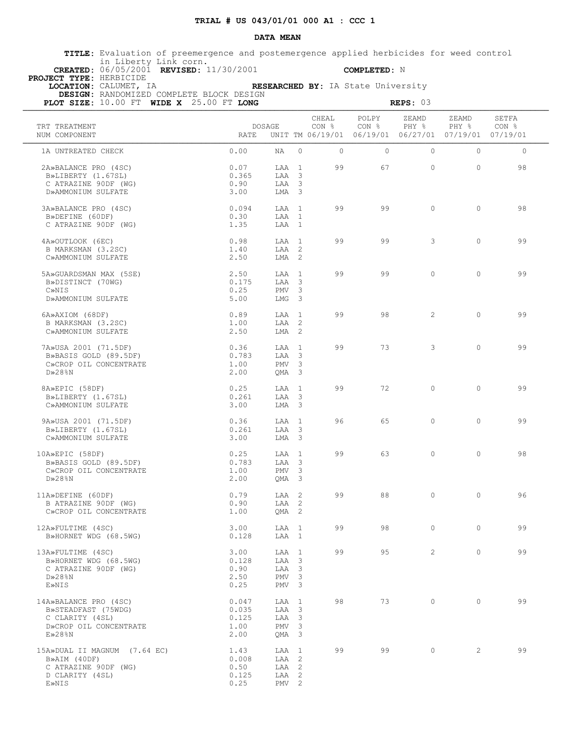**TRIAL # US 043/01/01 000 A1 : CCC 1**

**DATA MEAN**

**TITLE:** Evaluation of preemergence and postemergence applied herbicides for weed control in Liberty Link corn.
**CREATED:** 06/05/2001 **REVISED:** 11/30/2001 **COMPLETED:** N
**PROJECT TYPE:** HERBICIDE
**LOCATION:** CALUMET, IA **RESEARCHED BY:** IA State University
**DESIGN:** RANDOMIZED COMPLETE BLOCK DESIGN
**PLOT SIZE:** 10.00 FT **WIDE X** 25.00 FT **LONG** **REPS:** 03

| TRT NUM | TREATMENT COMPONENT | DOSAGE RATE | UNIT | TM | CHEAL CON % 06/19/01 | POLPY CON % 06/19/01 | ZEAMD PHY % 06/27/01 | ZEAMD PHY % 07/19/01 | SETFA CON % 07/19/01 |
|---|---|---|---|---|---|---|---|---|---|
| 1 | A UNTREATED CHECK | 0.00 | NA | 0 | 0 | 0 | 0 | 0 | 0 |
| 2 | A»BALANCE PRO (4SC) | 0.07 | LAA | 1 | 99 | 67 | 0 | 0 | 98 |
| | B»LIBERTY (1.67SL) | 0.365 | LAA | 3 | | | | | |
| | C ATRAZINE 90DF (WG) | 0.90 | LAA | 3 | | | | | |
| | D»AMMONIUM SULFATE | 3.00 | LMA | 3 | | | | | |
| 3 | A»BALANCE PRO (4SC) | 0.094 | LAA | 1 | 99 | 99 | 0 | 0 | 98 |
| | B»DEFINE (60DF) | 0.30 | LAA | 1 | | | | | |
| | C ATRAZINE 90DF (WG) | 1.35 | LAA | 1 | | | | | |
| 4 | A»OUTLOOK (6EC) | 0.98 | LAA | 1 | 99 | 99 | 3 | 0 | 99 |
| | B MARKSMAN (3.2SC) | 1.40 | LAA | 2 | | | | | |
| | C»AMMONIUM SULFATE | 2.50 | LMA | 2 | | | | | |
| 5 | A»GUARDSMAN MAX (5SE) | 2.50 | LAA | 1 | 99 | 99 | 0 | 0 | 99 |
| | B»DISTINCT (70WG) | 0.175 | LAA | 3 | | | | | |
| | C»NIS | 0.25 | PMV | 3 | | | | | |
| | D»AMMONIUM SULFATE | 5.00 | LMG | 3 | | | | | |
| 6 | A»AXIOM (68DF) | 0.89 | LAA | 1 | 99 | 98 | 2 | 0 | 99 |
| | B MARKSMAN (3.2SC) | 1.00 | LAA | 2 | | | | | |
| | C»AMMONIUM SULFATE | 2.50 | LMA | 2 | | | | | |
| 7 | A»USA 2001 (71.5DF) | 0.36 | LAA | 1 | 99 | 73 | 3 | 0 | 99 |
| | B»BASIS GOLD (89.5DF) | 0.783 | LAA | 3 | | | | | |
| | C»CROP OIL CONCENTRATE | 1.00 | PMV | 3 | | | | | |
| | D»28%N | 2.00 | QMA | 3 | | | | | |
| 8 | A»EPIC (58DF) | 0.25 | LAA | 1 | 99 | 72 | 0 | 0 | 99 |
| | B»LIBERTY (1.67SL) | 0.261 | LAA | 3 | | | | | |
| | C»AMMONIUM SULFATE | 3.00 | LMA | 3 | | | | | |
| 9 | A»USA 2001 (71.5DF) | 0.36 | LAA | 1 | 96 | 65 | 0 | 0 | 99 |
| | B»LIBERTY (1.67SL) | 0.261 | LAA | 3 | | | | | |
| | C»AMMONIUM SULFATE | 3.00 | LMA | 3 | | | | | |
| 10 | A»EPIC (58DF) | 0.25 | LAA | 1 | 99 | 63 | 0 | 0 | 98 |
| | B»BASIS GOLD (89.5DF) | 0.783 | LAA | 3 | | | | | |
| | C»CROP OIL CONCENTRATE | 1.00 | PMV | 3 | | | | | |
| | D»28%N | 2.00 | QMA | 3 | | | | | |
| 11 | A»DEFINE (60DF) | 0.79 | LAA | 2 | 99 | 88 | 0 | 0 | 96 |
| | B ATRAZINE 90DF (WG) | 0.90 | LAA | 2 | | | | | |
| | C»CROP OIL CONCENTRATE | 1.00 | QMA | 2 | | | | | |
| 12 | A»FULTIME (4SC) | 3.00 | LAA | 1 | 99 | 98 | 0 | 0 | 99 |
| | B»HORNET WDG (68.5WG) | 0.128 | LAA | 1 | | | | | |
| 13 | A»FULTIME (4SC) | 3.00 | LAA | 1 | 99 | 95 | 2 | 0 | 99 |
| | B»HORNET WDG (68.5WG) | 0.128 | LAA | 3 | | | | | |
| | C ATRAZINE 90DF (WG) | 0.90 | LAA | 3 | | | | | |
| | D»28%N | 2.50 | PMV | 3 | | | | | |
| | E»NIS | 0.25 | PMV | 3 | | | | | |
| 14 | A»BALANCE PRO (4SC) | 0.047 | LAA | 1 | 98 | 73 | 0 | 0 | 99 |
| | B»STEADFAST (75WDG) | 0.035 | LAA | 3 | | | | | |
| | C CLARITY (4SL) | 0.125 | LAA | 3 | | | | | |
| | D»CROP OIL CONCENTRATE | 1.00 | PMV | 3 | | | | | |
| | E»28%N | 2.00 | QMA | 3 | | | | | |
| 15 | A»DUAL II MAGNUM (7.64 EC) | 1.43 | LAA | 1 | 99 | 99 | 0 | 2 | 99 |
| | B»AIM (40DF) | 0.008 | LAA | 2 | | | | | |
| | C ATRAZINE 90DF (WG) | 0.50 | LAA | 2 | | | | | |
| | D CLARITY (4SL) | 0.125 | LAA | 2 | | | | | |
| | E»NIS | 0.25 | PMV | 2 | | | | | |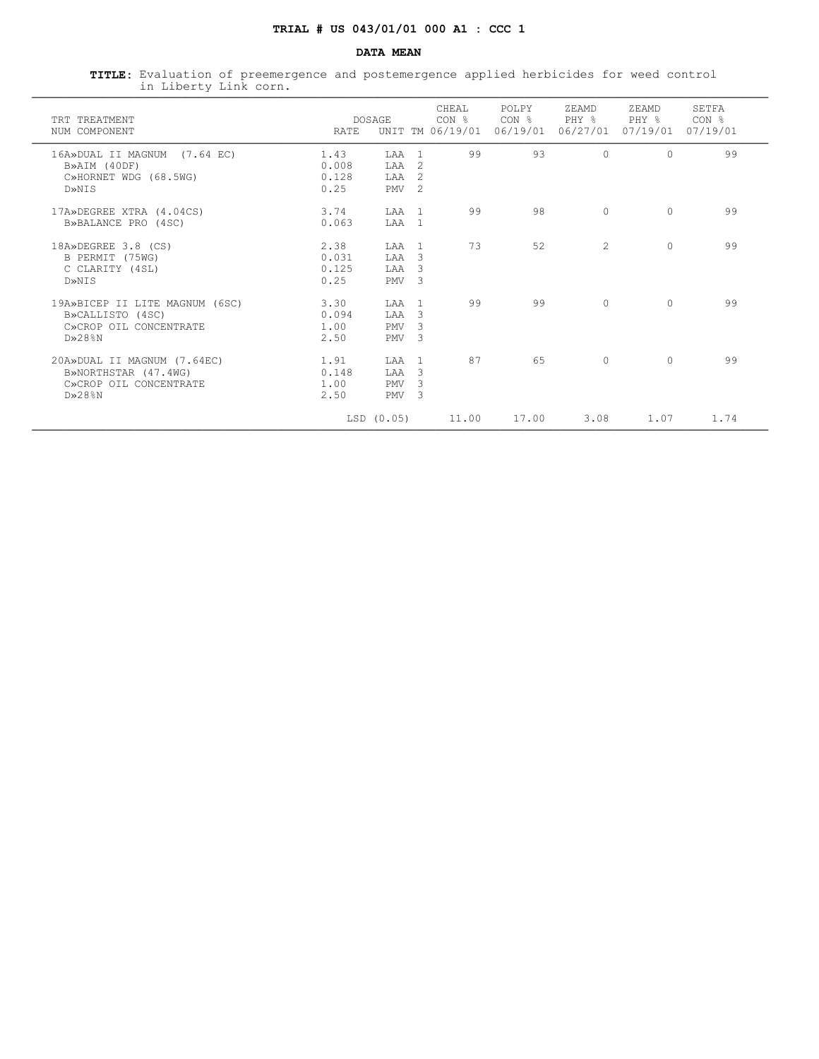**TRIAL # US 043/01/01 000 A1 : CCC 1**

**DATA MEAN**

**TITLE:** Evaluation of preemergence and postemergence applied herbicides for weed control in Liberty Link corn.

| TRT NUM | TREATMENT COMPONENT | DOSAGE RATE | UNIT | TM | CHEAL CON % 06/19/01 | POLPY CON % 06/19/01 | ZEAMD PHY % 06/27/01 | ZEAMD PHY % 07/19/01 | SETFA CON % 07/19/01 |
|---|---|---|---|---|---|---|---|---|---|
| 16 | A»DUAL II MAGNUM (7.64 EC) | 1.43 | LAA | 1 | 99 | 93 | 0 | 0 | 99 |
| | B»AIM (40DF) | 0.008 | LAA | 2 | | | | | |
| | C»HORNET WDG (68.5WG) | 0.128 | LAA | 2 | | | | | |
| | D»NIS | 0.25 | PMV | 2 | | | | | |
| 17 | A»DEGREE XTRA (4.04CS) | 3.74 | LAA | 1 | 99 | 98 | 0 | 0 | 99 |
| | B»BALANCE PRO (4SC) | 0.063 | LAA | 1 | | | | | |
| 18 | A»DEGREE 3.8 (CS) | 2.38 | LAA | 1 | 73 | 52 | 2 | 0 | 99 |
| | B PERMIT (75WG) | 0.031 | LAA | 3 | | | | | |
| | C CLARITY (4SL) | 0.125 | LAA | 3 | | | | | |
| | D»NIS | 0.25 | PMV | 3 | | | | | |
| 19 | A»BICEP II LITE MAGNUM (6SC) | 3.30 | LAA | 1 | 99 | 99 | 0 | 0 | 99 |
| | B»CALLISTO (4SC) | 0.094 | LAA | 3 | | | | | |
| | C»CROP OIL CONCENTRATE | 1.00 | PMV | 3 | | | | | |
| | D»28%N | 2.50 | PMV | 3 | | | | | |
| 20 | A»DUAL II MAGNUM (7.64EC) | 1.91 | LAA | 1 | 87 | 65 | 0 | 0 | 99 |
| | B»NORTHSTAR (47.4WG) | 0.148 | LAA | 3 | | | | | |
| | C»CROP OIL CONCENTRATE | 1.00 | PMV | 3 | | | | | |
| | D»28%N | 2.50 | PMV | 3 | | | | | |
| | | LSD (0.05) | | | 11.00 | 17.00 | 3.08 | 1.07 | 1.74 |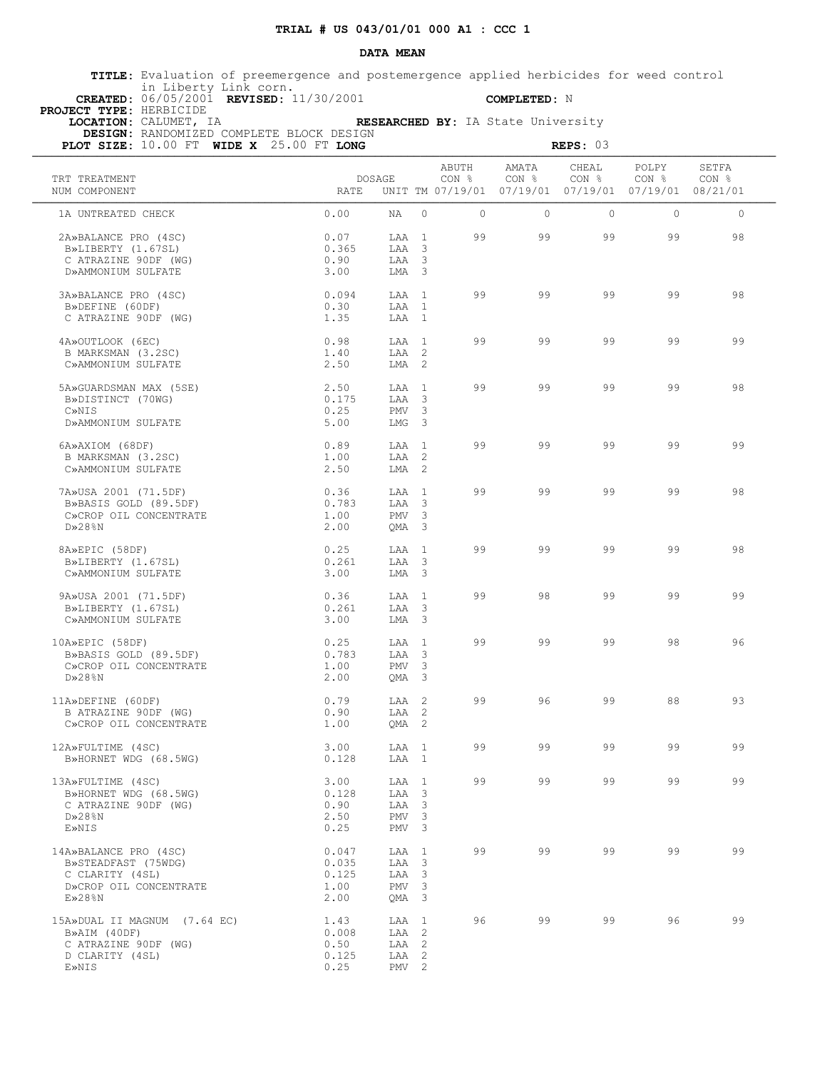**TRIAL # US 043/01/01 000 A1 : CCC 1**

**DATA MEAN**

**TITLE:** Evaluation of preemergence and postemergence applied herbicides for weed control in Liberty Link corn.
**CREATED:** 06/05/2001 **REVISED:** 11/30/2001 **COMPLETED:** N
**PROJECT TYPE:** HERBICIDE
**LOCATION:** CALUMET, IA **RESEARCHED BY:** IA State University
**DESIGN:** RANDOMIZED COMPLETE BLOCK DESIGN
**PLOT SIZE:** 10.00 FT **WIDE X** 25.00 FT **LONG** **REPS:** 03

| TRT NUM | TREATMENT COMPONENT | DOSAGE RATE | UNIT | TM | ABUTH CON % 07/19/01 | AMATA CON % 07/19/01 | CHEAL CON % 07/19/01 | POLPY CON % 07/19/01 | SETFA CON % 08/21/01 |
|---|---|---|---|---|---|---|---|---|---|
| 1 | A UNTREATED CHECK | 0.00 | NA | 0 | 0 | 0 | 0 | 0 | 0 |
| 2 | A»BALANCE PRO (4SC) | 0.07 | LAA | 1 | 99 | 99 | 99 | 99 | 98 |
| | B»LIBERTY (1.67SL) | 0.365 | LAA | 3 | | | | | |
| | C ATRAZINE 90DF (WG) | 0.90 | LAA | 3 | | | | | |
| | D»AMMONIUM SULFATE | 3.00 | LMA | 3 | | | | | |
| 3 | A»BALANCE PRO (4SC) | 0.094 | LAA | 1 | 99 | 99 | 99 | 99 | 98 |
| | B»DEFINE (60DF) | 0.30 | LAA | 1 | | | | | |
| | C ATRAZINE 90DF (WG) | 1.35 | LAA | 1 | | | | | |
| 4 | A»OUTLOOK (6EC) | 0.98 | LAA | 1 | 99 | 99 | 99 | 99 | 99 |
| | B MARKSMAN (3.2SC) | 1.40 | LAA | 2 | | | | | |
| | C»AMMONIUM SULFATE | 2.50 | LMA | 2 | | | | | |
| 5 | A»GUARDSMAN MAX (5SE) | 2.50 | LAA | 1 | 99 | 99 | 99 | 99 | 98 |
| | B»DISTINCT (70WG) | 0.175 | LAA | 3 | | | | | |
| | C»NIS | 0.25 | PMV | 3 | | | | | |
| | D»AMMONIUM SULFATE | 5.00 | LMG | 3 | | | | | |
| 6 | A»AXIOM (68DF) | 0.89 | LAA | 1 | 99 | 99 | 99 | 99 | 99 |
| | B MARKSMAN (3.2SC) | 1.00 | LAA | 2 | | | | | |
| | C»AMMONIUM SULFATE | 2.50 | LMA | 2 | | | | | |
| 7 | A»USA 2001 (71.5DF) | 0.36 | LAA | 1 | 99 | 99 | 99 | 99 | 98 |
| | B»BASIS GOLD (89.5DF) | 0.783 | LAA | 3 | | | | | |
| | C»CROP OIL CONCENTRATE | 1.00 | PMV | 3 | | | | | |
| | D»28%N | 2.00 | QMA | 3 | | | | | |
| 8 | A»EPIC (58DF) | 0.25 | LAA | 1 | 99 | 99 | 99 | 99 | 98 |
| | B»LIBERTY (1.67SL) | 0.261 | LAA | 3 | | | | | |
| | C»AMMONIUM SULFATE | 3.00 | LMA | 3 | | | | | |
| 9 | A»USA 2001 (71.5DF) | 0.36 | LAA | 1 | 99 | 98 | 99 | 99 | 99 |
| | B»LIBERTY (1.67SL) | 0.261 | LAA | 3 | | | | | |
| | C»AMMONIUM SULFATE | 3.00 | LMA | 3 | | | | | |
| 10 | A»EPIC (58DF) | 0.25 | LAA | 1 | 99 | 99 | 99 | 98 | 96 |
| | B»BASIS GOLD (89.5DF) | 0.783 | LAA | 3 | | | | | |
| | C»CROP OIL CONCENTRATE | 1.00 | PMV | 3 | | | | | |
| | D»28%N | 2.00 | QMA | 3 | | | | | |
| 11 | A»DEFINE (60DF) | 0.79 | LAA | 2 | 99 | 96 | 99 | 88 | 93 |
| | B ATRAZINE 90DF (WG) | 0.90 | LAA | 2 | | | | | |
| | C»CROP OIL CONCENTRATE | 1.00 | QMA | 2 | | | | | |
| 12 | A»FULTIME (4SC) | 3.00 | LAA | 1 | 99 | 99 | 99 | 99 | 99 |
| | B»HORNET WDG (68.5WG) | 0.128 | LAA | 1 | | | | | |
| 13 | A»FULTIME (4SC) | 3.00 | LAA | 1 | 99 | 99 | 99 | 99 | 99 |
| | B»HORNET WDG (68.5WG) | 0.128 | LAA | 3 | | | | | |
| | C ATRAZINE 90DF (WG) | 0.90 | LAA | 3 | | | | | |
| | D»28%N | 2.50 | PMV | 3 | | | | | |
| | E»NIS | 0.25 | PMV | 3 | | | | | |
| 14 | A»BALANCE PRO (4SC) | 0.047 | LAA | 1 | 99 | 99 | 99 | 99 | 99 |
| | B»STEADFAST (75WDG) | 0.035 | LAA | 3 | | | | | |
| | C CLARITY (4SL) | 0.125 | LAA | 3 | | | | | |
| | D»CROP OIL CONCENTRATE | 1.00 | PMV | 3 | | | | | |
| | E»28%N | 2.00 | QMA | 3 | | | | | |
| 15 | A»DUAL II MAGNUM (7.64 EC) | 1.43 | LAA | 1 | 96 | 99 | 99 | 96 | 99 |
| | B»AIM (40DF) | 0.008 | LAA | 2 | | | | | |
| | C ATRAZINE 90DF (WG) | 0.50 | LAA | 2 | | | | | |
| | D CLARITY (4SL) | 0.125 | LAA | 2 | | | | | |
| | E»NIS | 0.25 | PMV | 2 | | | | | |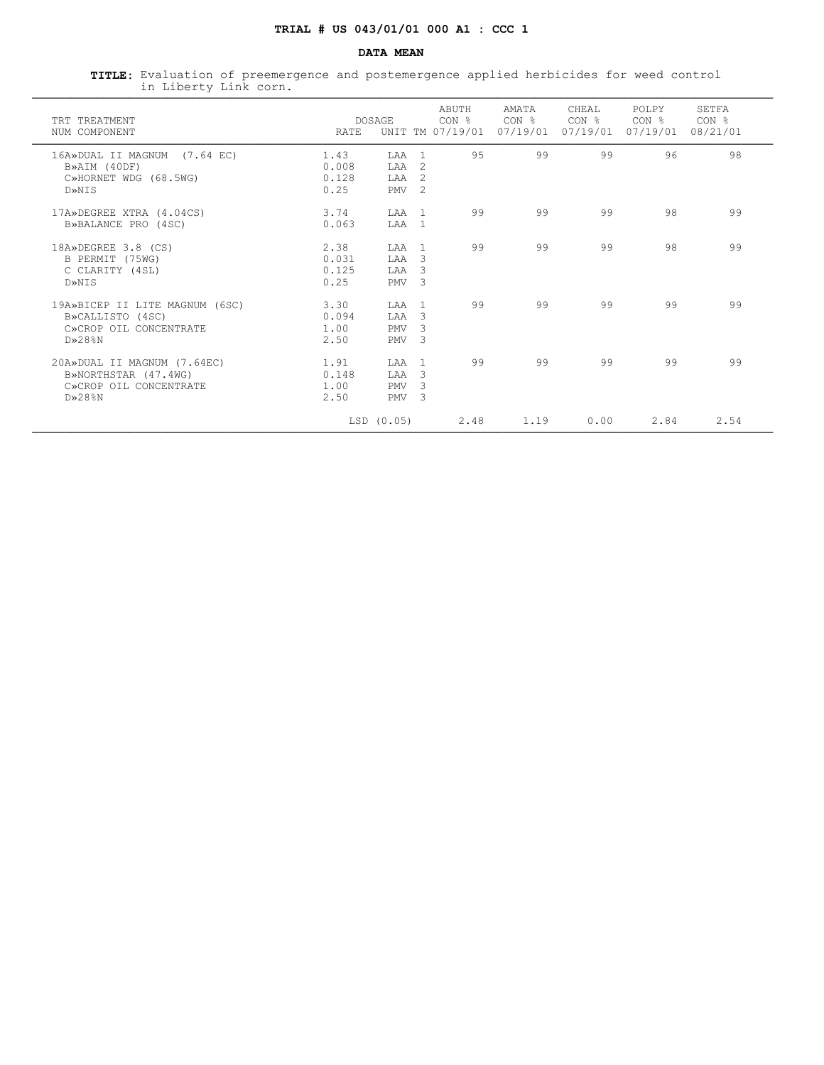**TRIAL # US 043/01/01 000 A1 : CCC 1**

**DATA MEAN**

**TITLE:** Evaluation of preemergence and postemergence applied herbicides for weed control in Liberty Link corn.

| TRT NUM | TREATMENT COMPONENT | DOSAGE RATE | UNIT | TM | ABUTH CON % 07/19/01 | AMATA CON % 07/19/01 | CHEAL CON % 07/19/01 | POLPY CON % 07/19/01 | SETFA CON % 08/21/01 |
|---|---|---|---|---|---|---|---|---|---|
| 16 | A»DUAL II MAGNUM (7.64 EC) | 1.43 | LAA | 1 | 95 | 99 | 99 | 96 | 98 |
| | B»AIM (40DF) | 0.008 | LAA | 2 | | | | | |
| | C»HORNET WDG (68.5WG) | 0.128 | LAA | 2 | | | | | |
| | D»NIS | 0.25 | PMV | 2 | | | | | |
| 17 | A»DEGREE XTRA (4.04CS) | 3.74 | LAA | 1 | 99 | 99 | 99 | 98 | 99 |
| | B»BALANCE PRO (4SC) | 0.063 | LAA | 1 | | | | | |
| 18 | A»DEGREE 3.8 (CS) | 2.38 | LAA | 1 | 99 | 99 | 99 | 98 | 99 |
| | B PERMIT (75WG) | 0.031 | LAA | 3 | | | | | |
| | C CLARITY (4SL) | 0.125 | LAA | 3 | | | | | |
| | D»NIS | 0.25 | PMV | 3 | | | | | |
| 19 | A»BICEP II LITE MAGNUM (6SC) | 3.30 | LAA | 1 | 99 | 99 | 99 | 99 | 99 |
| | B»CALLISTO (4SC) | 0.094 | LAA | 3 | | | | | |
| | C»CROP OIL CONCENTRATE | 1.00 | PMV | 3 | | | | | |
| | D»28%N | 2.50 | PMV | 3 | | | | | |
| 20 | A»DUAL II MAGNUM (7.64EC) | 1.91 | LAA | 1 | 99 | 99 | 99 | 99 | 99 |
| | B»NORTHSTAR (47.4WG) | 0.148 | LAA | 3 | | | | | |
| | C»CROP OIL CONCENTRATE | 1.00 | PMV | 3 | | | | | |
| | D»28%N | 2.50 | PMV | 3 | | | | | |
| | | LSD (0.05) | | | 2.48 | 1.19 | 0.00 | 2.84 | 2.54 |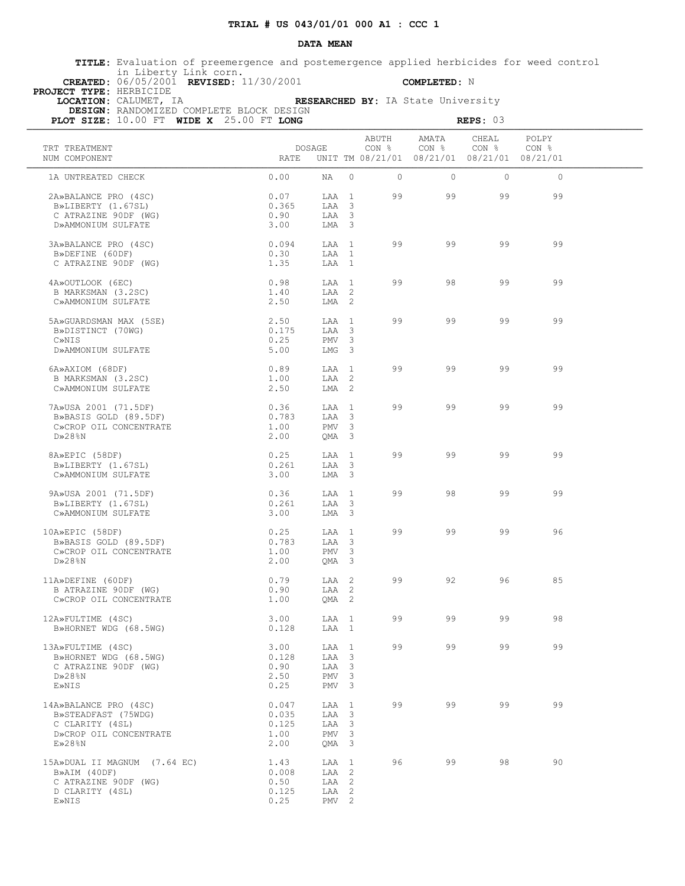**TRIAL # US 043/01/01 000 A1 : CCC 1**

**DATA MEAN**

**TITLE:** Evaluation of preemergence and postemergence applied herbicides for weed control in Liberty Link corn.
**CREATED:** 06/05/2001 **REVISED:** 11/30/2001 **COMPLETED:** N
**PROJECT TYPE:** HERBICIDE
**LOCATION:** CALUMET, IA **RESEARCHED BY:** IA State University
**DESIGN:** RANDOMIZED COMPLETE BLOCK DESIGN
**PLOT SIZE:** 10.00 FT **WIDE X** 25.00 FT **LONG** **REPS:** 03

| TRT NUM | TREATMENT COMPONENT | DOSAGE RATE | UNIT | TM | ABUTH CON % 08/21/01 | AMATA CON % 08/21/01 | CHEAL CON % 08/21/01 | POLPY CON % 08/21/01 |
|---|---|---|---|---|---|---|---|---|
| 1 | A UNTREATED CHECK | 0.00 | NA | 0 | 0 | 0 | 0 | 0 |
| 2 | A»BALANCE PRO (4SC) | 0.07 | LAA | 1 | 99 | 99 | 99 | 99 |
| | B»LIBERTY (1.67SL) | 0.365 | LAA | 3 | | | | |
| | C ATRAZINE 90DF (WG) | 0.90 | LAA | 3 | | | | |
| | D»AMMONIUM SULFATE | 3.00 | LMA | 3 | | | | |
| 3 | A»BALANCE PRO (4SC) | 0.094 | LAA | 1 | 99 | 99 | 99 | 99 |
| | B»DEFINE (60DF) | 0.30 | LAA | 1 | | | | |
| | C ATRAZINE 90DF (WG) | 1.35 | LAA | 1 | | | | |
| 4 | A»OUTLOOK (6EC) | 0.98 | LAA | 1 | 99 | 98 | 99 | 99 |
| | B MARKSMAN (3.2SC) | 1.40 | LAA | 2 | | | | |
| | C»AMMONIUM SULFATE | 2.50 | LMA | 2 | | | | |
| 5 | A»GUARDSMAN MAX (5SE) | 2.50 | LAA | 1 | 99 | 99 | 99 | 99 |
| | B»DISTINCT (70WG) | 0.175 | LAA | 3 | | | | |
| | C»NIS | 0.25 | PMV | 3 | | | | |
| | D»AMMONIUM SULFATE | 5.00 | LMG | 3 | | | | |
| 6 | A»AXIOM (68DF) | 0.89 | LAA | 1 | 99 | 99 | 99 | 99 |
| | B MARKSMAN (3.2SC) | 1.00 | LAA | 2 | | | | |
| | C»AMMONIUM SULFATE | 2.50 | LMA | 2 | | | | |
| 7 | A»USA 2001 (71.5DF) | 0.36 | LAA | 1 | 99 | 99 | 99 | 99 |
| | B»BASIS GOLD (89.5DF) | 0.783 | LAA | 3 | | | | |
| | C»CROP OIL CONCENTRATE | 1.00 | PMV | 3 | | | | |
| | D»28%N | 2.00 | QMA | 3 | | | | |
| 8 | A»EPIC (58DF) | 0.25 | LAA | 1 | 99 | 99 | 99 | 99 |
| | B»LIBERTY (1.67SL) | 0.261 | LAA | 3 | | | | |
| | C»AMMONIUM SULFATE | 3.00 | LMA | 3 | | | | |
| 9 | A»USA 2001 (71.5DF) | 0.36 | LAA | 1 | 99 | 98 | 99 | 99 |
| | B»LIBERTY (1.67SL) | 0.261 | LAA | 3 | | | | |
| | C»AMMONIUM SULFATE | 3.00 | LMA | 3 | | | | |
| 10 | A»EPIC (58DF) | 0.25 | LAA | 1 | 99 | 99 | 99 | 96 |
| | B»BASIS GOLD (89.5DF) | 0.783 | LAA | 3 | | | | |
| | C»CROP OIL CONCENTRATE | 1.00 | PMV | 3 | | | | |
| | D»28%N | 2.00 | QMA | 3 | | | | |
| 11 | A»DEFINE (60DF) | 0.79 | LAA | 2 | 99 | 92 | 96 | 85 |
| | B ATRAZINE 90DF (WG) | 0.90 | LAA | 2 | | | | |
| | C»CROP OIL CONCENTRATE | 1.00 | QMA | 2 | | | | |
| 12 | A»FULTIME (4SC) | 3.00 | LAA | 1 | 99 | 99 | 99 | 98 |
| | B»HORNET WDG (68.5WG) | 0.128 | LAA | 1 | | | | |
| 13 | A»FULTIME (4SC) | 3.00 | LAA | 1 | 99 | 99 | 99 | 99 |
| | B»HORNET WDG (68.5WG) | 0.128 | LAA | 3 | | | | |
| | C ATRAZINE 90DF (WG) | 0.90 | LAA | 3 | | | | |
| | D»28%N | 2.50 | PMV | 3 | | | | |
| | E»NIS | 0.25 | PMV | 3 | | | | |
| 14 | A»BALANCE PRO (4SC) | 0.047 | LAA | 1 | 99 | 99 | 99 | 99 |
| | B»STEADFAST (75WDG) | 0.035 | LAA | 3 | | | | |
| | C CLARITY (4SL) | 0.125 | LAA | 3 | | | | |
| | D»CROP OIL CONCENTRATE | 1.00 | PMV | 3 | | | | |
| | E»28%N | 2.00 | QMA | 3 | | | | |
| 15 | A»DUAL II MAGNUM (7.64 EC) | 1.43 | LAA | 1 | 96 | 99 | 98 | 90 |
| | B»AIM (40DF) | 0.008 | LAA | 2 | | | | |
| | C ATRAZINE 90DF (WG) | 0.50 | LAA | 2 | | | | |
| | D CLARITY (4SL) | 0.125 | LAA | 2 | | | | |
| | E»NIS | 0.25 | PMV | 2 | | | | |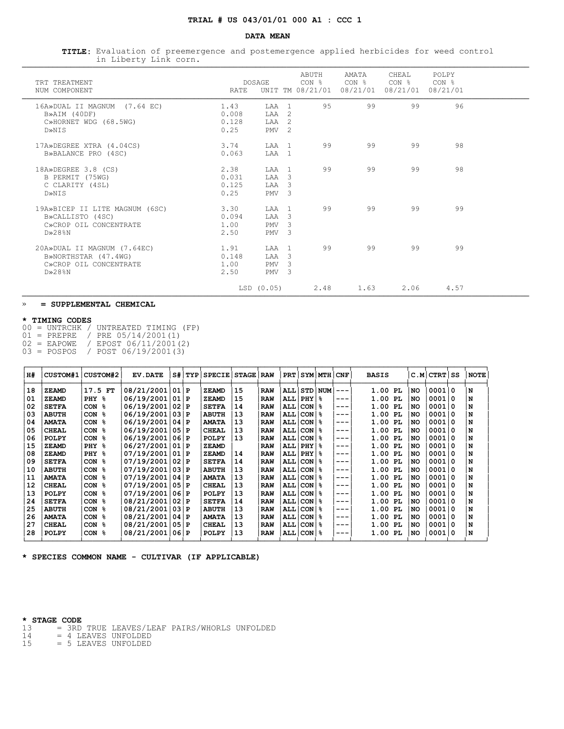**TRIAL # US 043/01/01 000 A1 : CCC 1**

**DATA MEAN**

**TITLE:** Evaluation of preemergence and postemergence applied herbicides for weed control in Liberty Link corn.

| TRT NUM | TREATMENT COMPONENT | DOSAGE RATE | UNIT | TM | ABUTH CON % 08/21/01 | AMATA CON % 08/21/01 | CHEAL CON % 08/21/01 | POLPY CON % 08/21/01 |
|---|---|---|---|---|---|---|---|---|
| 16 | A»DUAL II MAGNUM (7.64 EC) | 1.43 | LAA | 1 | 95 | 99 | 99 | 96 |
| | B»AIM (40DF) | 0.008 | LAA | 2 | | | | |
| | C»HORNET WDG (68.5WG) | 0.128 | LAA | 2 | | | | |
| | D»NIS | 0.25 | PMV | 2 | | | | |
| 17 | A»DEGREE XTRA (4.04CS) | 3.74 | LAA | 1 | 99 | 99 | 99 | 98 |
| | B»BALANCE PRO (4SC) | 0.063 | LAA | 1 | | | | |
| 18 | A»DEGREE 3.8 (CS) | 2.38 | LAA | 1 | 99 | 99 | 99 | 98 |
| | B PERMIT (75WG) | 0.031 | LAA | 3 | | | | |
| | C CLARITY (4SL) | 0.125 | LAA | 3 | | | | |
| | D»NIS | 0.25 | PMV | 3 | | | | |
| 19 | A»BICEP II LITE MAGNUM (6SC) | 3.30 | LAA | 1 | 99 | 99 | 99 | 99 |
| | B»CALLISTO (4SC) | 0.094 | LAA | 3 | | | | |
| | C»CROP OIL CONCENTRATE | 1.00 | PMV | 3 | | | | |
| | D»28%N | 2.50 | PMV | 3 | | | | |
| 20 | A»DUAL II MAGNUM (7.64EC) | 1.91 | LAA | 1 | 99 | 99 | 99 | 99 |
| | B»NORTHSTAR (47.4WG) | 0.148 | LAA | 3 | | | | |
| | C»CROP OIL CONCENTRATE | 1.00 | PMV | 3 | | | | |
| | D»28%N | 2.50 | PMV | 3 | | | | |
| | | LSD (0.05) | | | 2.48 | 1.63 | 2.06 | 4.57 |

» **= SUPPLEMENTAL CHEMICAL**

**\* TIMING CODES**
00 = UNTRCHK / UNTREATED TIMING (FP)
01 = PREPRE / PRE 05/14/2001(1)
02 = EAPOWE / EPOST 06/11/2001(2)
03 = POSPOS / POST 06/19/2001(3)

| H# | CUSTOM#1 | CUSTOM#2 | EV.DATE | S# | TYP | SPECIE | STAGE | RAW | PRT | SYM | MTH | CNF | BASIS | C.M | CTRT | SS | NOTE |
|---|---|---|---|---|---|---|---|---|---|---|---|---|---|---|---|---|---|
| 18 | ZEAMD | 17.5 FT | 08/21/2001 | 01 | P | ZEAMD | 15 | RAW | ALL | STD | NUM | --- | 1.00 PL | NO | 0001 | 0 | N |
| 01 | ZEAMD | PHY % | 06/19/2001 | 01 | P | ZEAMD | 15 | RAW | ALL | PHY | % | --- | 1.00 PL | NO | 0001 | 0 | N |
| 02 | SETFA | CON % | 06/19/2001 | 02 | P | SETFA | 14 | RAW | ALL | CON | % | --- | 1.00 PL | NO | 0001 | 0 | N |
| 03 | ABUTH | CON % | 06/19/2001 | 03 | P | ABUTH | 13 | RAW | ALL | CON | % | --- | 1.00 PL | NO | 0001 | 0 | N |
| 04 | AMATA | CON % | 06/19/2001 | 04 | P | AMATA | 13 | RAW | ALL | CON | % | --- | 1.00 PL | NO | 0001 | 0 | N |
| 05 | CHEAL | CON % | 06/19/2001 | 05 | P | CHEAL | 13 | RAW | ALL | CON | % | --- | 1.00 PL | NO | 0001 | 0 | N |
| 06 | POLPY | CON % | 06/19/2001 | 06 | P | POLPY | 13 | RAW | ALL | CON | % | --- | 1.00 PL | NO | 0001 | 0 | N |
| 15 | ZEAMD | PHY % | 06/27/2001 | 01 | P | ZEAMD | | RAW | ALL | PHY | % | --- | 1.00 PL | NO | 0001 | 0 | N |
| 08 | ZEAMD | PHY % | 07/19/2001 | 01 | P | ZEAMD | 14 | RAW | ALL | PHY | % | --- | 1.00 PL | NO | 0001 | 0 | N |
| 09 | SETFA | CON % | 07/19/2001 | 02 | P | SETFA | 14 | RAW | ALL | CON | % | --- | 1.00 PL | NO | 0001 | 0 | N |
| 10 | ABUTH | CON % | 07/19/2001 | 03 | P | ABUTH | 13 | RAW | ALL | CON | % | --- | 1.00 PL | NO | 0001 | 0 | N |
| 11 | AMATA | CON % | 07/19/2001 | 04 | P | AMATA | 13 | RAW | ALL | CON | % | --- | 1.00 PL | NO | 0001 | 0 | N |
| 12 | CHEAL | CON % | 07/19/2001 | 05 | P | CHEAL | 13 | RAW | ALL | CON | % | --- | 1.00 PL | NO | 0001 | 0 | N |
| 13 | POLPY | CON % | 07/19/2001 | 06 | P | POLPY | 13 | RAW | ALL | CON | % | --- | 1.00 PL | NO | 0001 | 0 | N |
| 24 | SETFA | CON % | 08/21/2001 | 02 | P | SETFA | 14 | RAW | ALL | CON | % | --- | 1.00 PL | NO | 0001 | 0 | N |
| 25 | ABUTH | CON % | 08/21/2001 | 03 | P | ABUTH | 13 | RAW | ALL | CON | % | --- | 1.00 PL | NO | 0001 | 0 | N |
| 26 | AMATA | CON % | 08/21/2001 | 04 | P | AMATA | 13 | RAW | ALL | CON | % | --- | 1.00 PL | NO | 0001 | 0 | N |
| 27 | CHEAL | CON % | 08/21/2001 | 05 | P | CHEAL | 13 | RAW | ALL | CON | % | --- | 1.00 PL | NO | 0001 | 0 | N |
| 28 | POLPY | CON % | 08/21/2001 | 06 | P | POLPY | 13 | RAW | ALL | CON | % | --- | 1.00 PL | NO | 0001 | 0 | N |

**\* SPECIES COMMON NAME - CULTIVAR (IF APPLICABLE)**

**\* STAGE CODE**
13 = 3RD TRUE LEAVES/LEAF PAIRS/WHORLS UNFOLDED
14 = 4 LEAVES UNFOLDED
15 = 5 LEAVES UNFOLDED